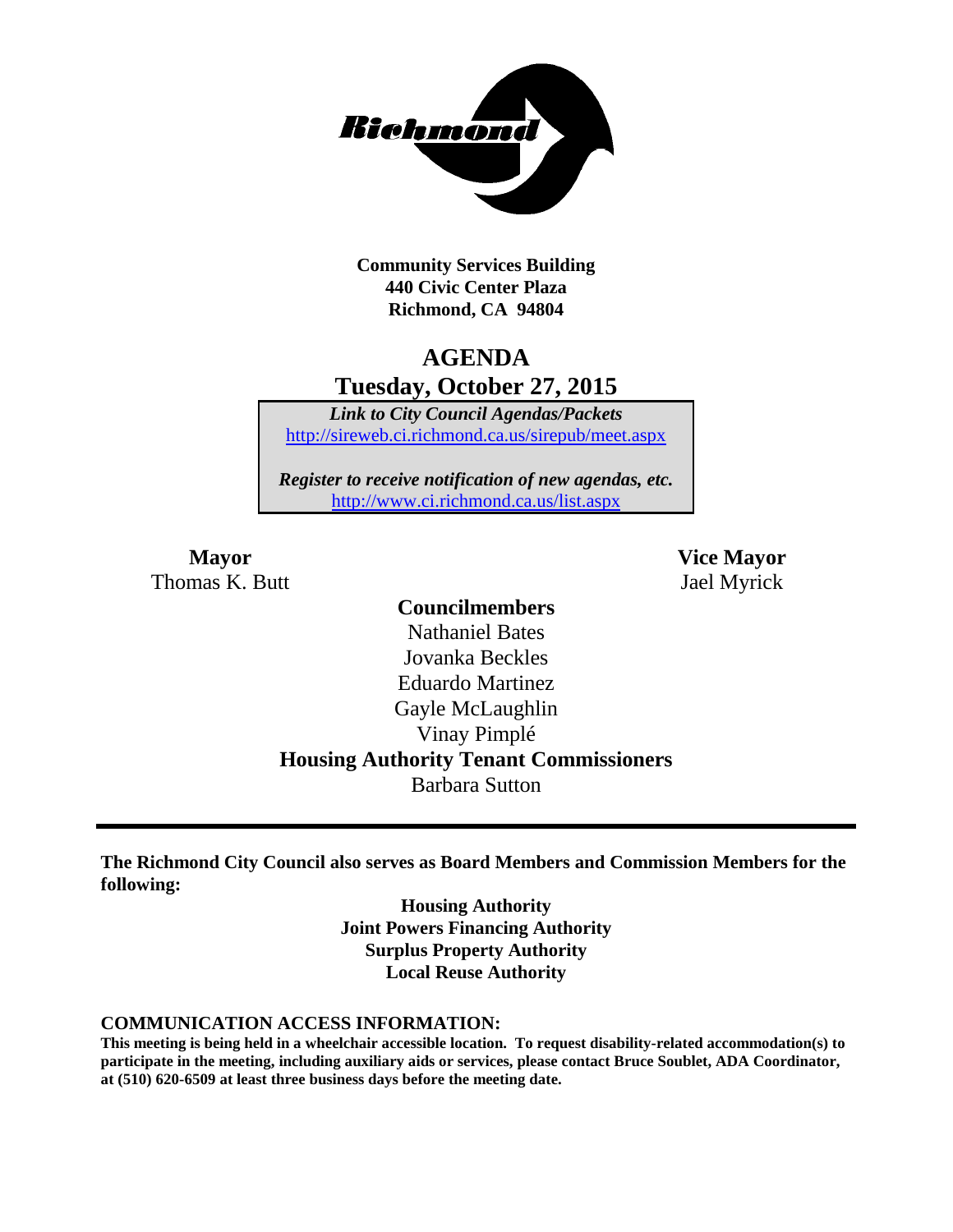**Community Services Building**
**440 Civic Center Plaza**
**Richmond, CA 94804**

# AGENDA
## Tuesday, October 27, 2015

***Link to City Council Agendas/Packets***
http://sireweb.ci.richmond.ca.us/sirepub/meet.aspx

***Register to receive notification of new agendas, etc.***
http://www.ci.richmond.ca.us/list.aspx

**Mayor**
Thomas K. Butt

**Vice Mayor**
Jael Myrick

**Councilmembers**
Nathaniel Bates
Jovanka Beckles
Eduardo Martinez
Gayle McLaughlin
Vinay Pimplé

**Housing Authority Tenant Commissioners**
Barbara Sutton

---

**The Richmond City Council also serves as Board Members and Commission Members for the following:**

**Housing Authority**
**Joint Powers Financing Authority**
**Surplus Property Authority**
**Local Reuse Authority**

**COMMUNICATION ACCESS INFORMATION:**

**This meeting is being held in a wheelchair accessible location. To request disability-related accommodation(s) to participate in the meeting, including auxiliary aids or services, please contact Bruce Soublet, ADA Coordinator, at (510) 620-6509 at least three business days before the meeting date.**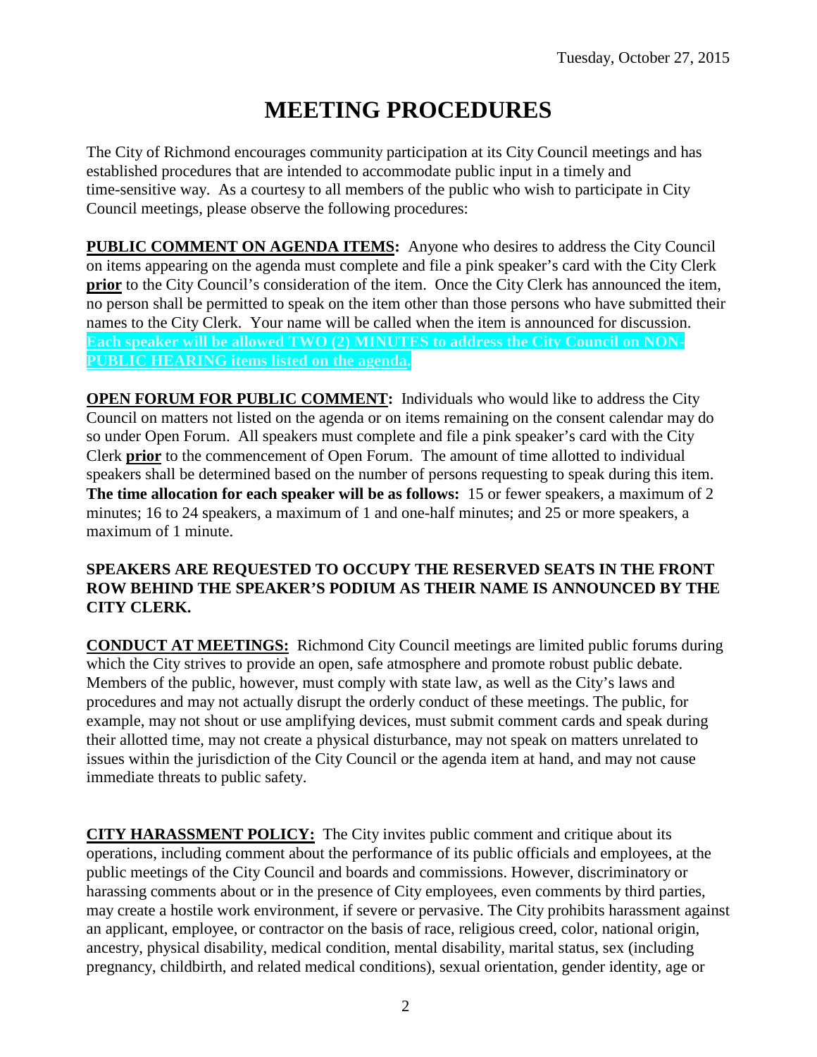Tuesday, October 27, 2015

# MEETING PROCEDURES

The City of Richmond encourages community participation at its City Council meetings and has established procedures that are intended to accommodate public input in a timely and time-sensitive way. As a courtesy to all members of the public who wish to participate in City Council meetings, please observe the following procedures:

**PUBLIC COMMENT ON AGENDA ITEMS:** Anyone who desires to address the City Council on items appearing on the agenda must complete and file a pink speaker's card with the City Clerk **prior** to the City Council's consideration of the item. Once the City Clerk has announced the item, no person shall be permitted to speak on the item other than those persons who have submitted their names to the City Clerk. Your name will be called when the item is announced for discussion. **Each speaker will be allowed TWO (2) MINUTES to address the City Council on NON-PUBLIC HEARING items listed on the agenda.**

**OPEN FORUM FOR PUBLIC COMMENT:** Individuals who would like to address the City Council on matters not listed on the agenda or on items remaining on the consent calendar may do so under Open Forum. All speakers must complete and file a pink speaker's card with the City Clerk **prior** to the commencement of Open Forum. The amount of time allotted to individual speakers shall be determined based on the number of persons requesting to speak during this item. **The time allocation for each speaker will be as follows:** 15 or fewer speakers, a maximum of 2 minutes; 16 to 24 speakers, a maximum of 1 and one-half minutes; and 25 or more speakers, a maximum of 1 minute.

**SPEAKERS ARE REQUESTED TO OCCUPY THE RESERVED SEATS IN THE FRONT ROW BEHIND THE SPEAKER'S PODIUM AS THEIR NAME IS ANNOUNCED BY THE CITY CLERK.**

**CONDUCT AT MEETINGS:** Richmond City Council meetings are limited public forums during which the City strives to provide an open, safe atmosphere and promote robust public debate. Members of the public, however, must comply with state law, as well as the City's laws and procedures and may not actually disrupt the orderly conduct of these meetings. The public, for example, may not shout or use amplifying devices, must submit comment cards and speak during their allotted time, may not create a physical disturbance, may not speak on matters unrelated to issues within the jurisdiction of the City Council or the agenda item at hand, and may not cause immediate threats to public safety.

**CITY HARASSMENT POLICY:** The City invites public comment and critique about its operations, including comment about the performance of its public officials and employees, at the public meetings of the City Council and boards and commissions. However, discriminatory or harassing comments about or in the presence of City employees, even comments by third parties, may create a hostile work environment, if severe or pervasive. The City prohibits harassment against an applicant, employee, or contractor on the basis of race, religious creed, color, national origin, ancestry, physical disability, medical condition, mental disability, marital status, sex (including pregnancy, childbirth, and related medical conditions), sexual orientation, gender identity, age or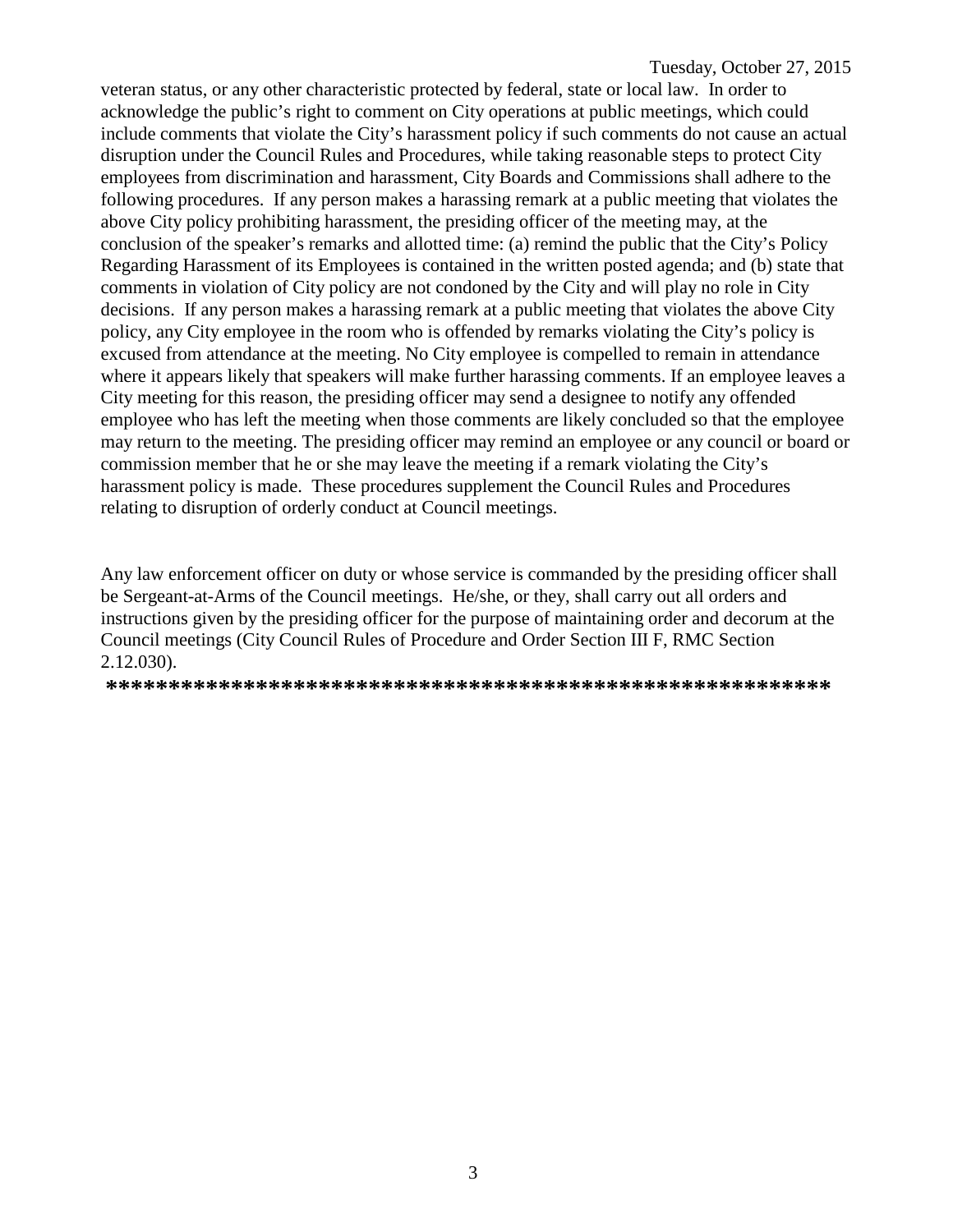veteran status, or any other characteristic protected by federal, state or local law. In order to acknowledge the public's right to comment on City operations at public meetings, which could include comments that violate the City's harassment policy if such comments do not cause an actual disruption under the Council Rules and Procedures, while taking reasonable steps to protect City employees from discrimination and harassment, City Boards and Commissions shall adhere to the following procedures. If any person makes a harassing remark at a public meeting that violates the above City policy prohibiting harassment, the presiding officer of the meeting may, at the conclusion of the speaker's remarks and allotted time: (a) remind the public that the City's Policy Regarding Harassment of its Employees is contained in the written posted agenda; and (b) state that comments in violation of City policy are not condoned by the City and will play no role in City decisions. If any person makes a harassing remark at a public meeting that violates the above City policy, any City employee in the room who is offended by remarks violating the City's policy is excused from attendance at the meeting. No City employee is compelled to remain in attendance where it appears likely that speakers will make further harassing comments. If an employee leaves a City meeting for this reason, the presiding officer may send a designee to notify any offended employee who has left the meeting when those comments are likely concluded so that the employee may return to the meeting. The presiding officer may remind an employee or any council or board or commission member that he or she may leave the meeting if a remark violating the City's harassment policy is made. These procedures supplement the Council Rules and Procedures relating to disruption of orderly conduct at Council meetings.

Any law enforcement officer on duty or whose service is commanded by the presiding officer shall be Sergeant-at-Arms of the Council meetings. He/she, or they, shall carry out all orders and instructions given by the presiding officer for the purpose of maintaining order and decorum at the Council meetings (City Council Rules of Procedure and Order Section III F, RMC Section 2.12.030).

**\*\*\*\*\*\*\*\*\*\*\*\*\*\*\*\*\*\*\*\*\*\*\*\*\*\*\*\*\*\*\*\*\*\*\*\*\*\*\*\*\*\*\*\*\*\*\*\*\*\*\*\*\*\*\*\*\*\*\*\***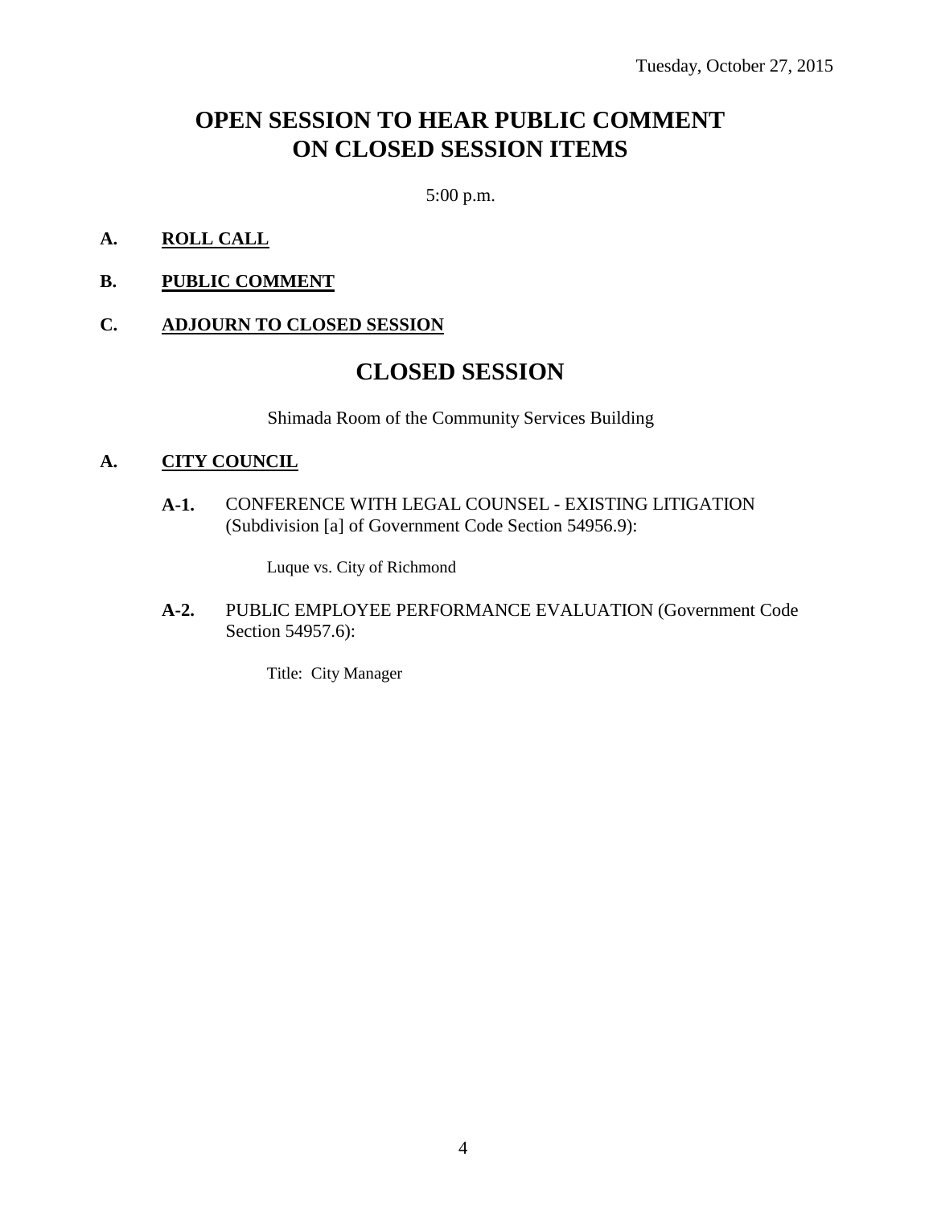Tuesday, October 27, 2015

# OPEN SESSION TO HEAR PUBLIC COMMENT ON CLOSED SESSION ITEMS

5:00 p.m.

**A. ROLL CALL**

**B. PUBLIC COMMENT**

**C. ADJOURN TO CLOSED SESSION**

# CLOSED SESSION

Shimada Room of the Community Services Building

**A. CITY COUNCIL**

**A-1.** CONFERENCE WITH LEGAL COUNSEL - EXISTING LITIGATION (Subdivision [a] of Government Code Section 54956.9):

Luque vs. City of Richmond

**A-2.** PUBLIC EMPLOYEE PERFORMANCE EVALUATION (Government Code Section 54957.6):

Title: City Manager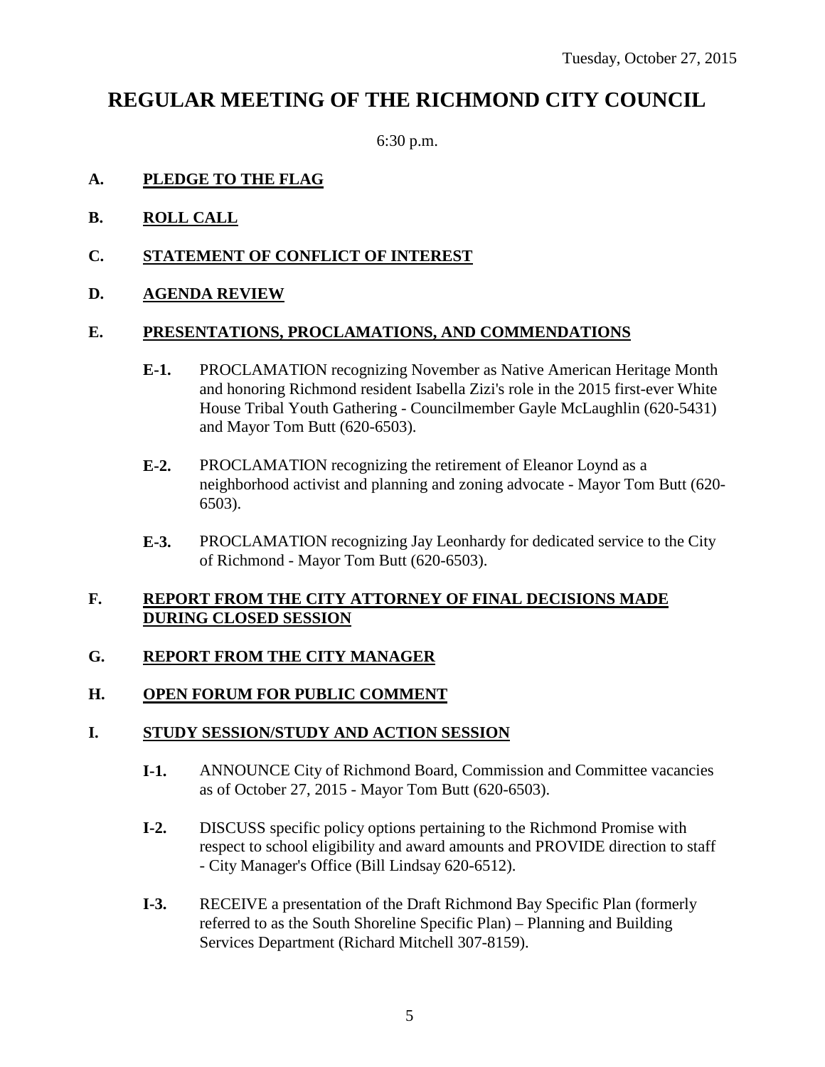Tuesday, October 27, 2015

# REGULAR MEETING OF THE RICHMOND CITY COUNCIL

6:30 p.m.

**A. PLEDGE TO THE FLAG**

**B. ROLL CALL**

**C. STATEMENT OF CONFLICT OF INTEREST**

**D. AGENDA REVIEW**

**E. PRESENTATIONS, PROCLAMATIONS, AND COMMENDATIONS**

**E-1.** PROCLAMATION recognizing November as Native American Heritage Month and honoring Richmond resident Isabella Zizi's role in the 2015 first-ever White House Tribal Youth Gathering - Councilmember Gayle McLaughlin (620-5431) and Mayor Tom Butt (620-6503).

**E-2.** PROCLAMATION recognizing the retirement of Eleanor Loynd as a neighborhood activist and planning and zoning advocate - Mayor Tom Butt (620-6503).

**E-3.** PROCLAMATION recognizing Jay Leonhardy for dedicated service to the City of Richmond - Mayor Tom Butt (620-6503).

**F. REPORT FROM THE CITY ATTORNEY OF FINAL DECISIONS MADE DURING CLOSED SESSION**

**G. REPORT FROM THE CITY MANAGER**

**H. OPEN FORUM FOR PUBLIC COMMENT**

**I. STUDY SESSION/STUDY AND ACTION SESSION**

**I-1.** ANNOUNCE City of Richmond Board, Commission and Committee vacancies as of October 27, 2015 - Mayor Tom Butt (620-6503).

**I-2.** DISCUSS specific policy options pertaining to the Richmond Promise with respect to school eligibility and award amounts and PROVIDE direction to staff - City Manager's Office (Bill Lindsay 620-6512).

**I-3.** RECEIVE a presentation of the Draft Richmond Bay Specific Plan (formerly referred to as the South Shoreline Specific Plan) – Planning and Building Services Department (Richard Mitchell 307-8159).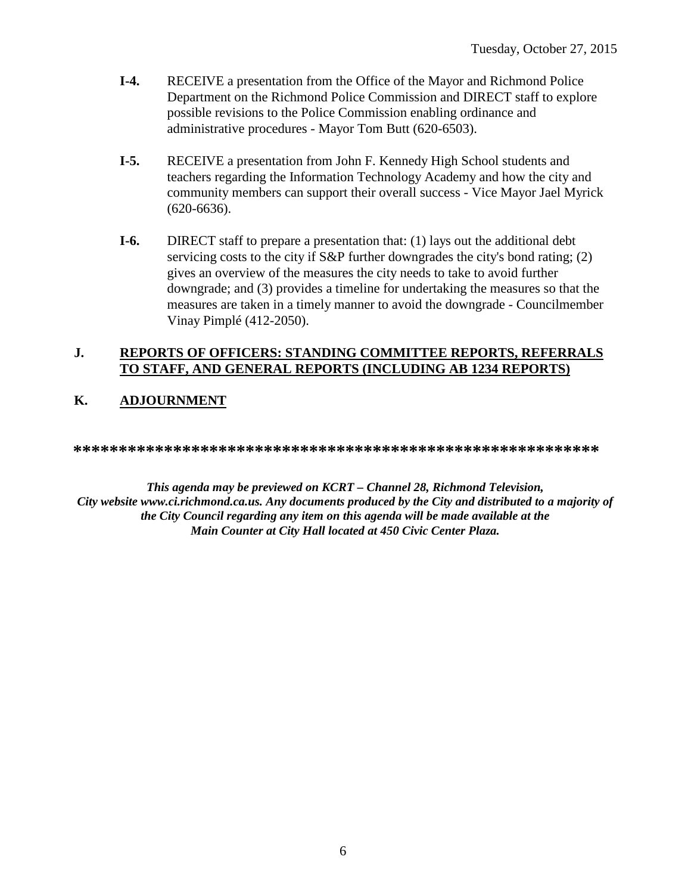**I-4.** RECEIVE a presentation from the Office of the Mayor and Richmond Police Department on the Richmond Police Commission and DIRECT staff to explore possible revisions to the Police Commission enabling ordinance and administrative procedures - Mayor Tom Butt (620-6503).

**I-5.** RECEIVE a presentation from John F. Kennedy High School students and teachers regarding the Information Technology Academy and how the city and community members can support their overall success - Vice Mayor Jael Myrick (620-6636).

**I-6.** DIRECT staff to prepare a presentation that: (1) lays out the additional debt servicing costs to the city if S&P further downgrades the city's bond rating; (2) gives an overview of the measures the city needs to take to avoid further downgrade; and (3) provides a timeline for undertaking the measures so that the measures are taken in a timely manner to avoid the downgrade - Councilmember Vinay Pimplé (412-2050).

## J. REPORTS OF OFFICERS: STANDING COMMITTEE REPORTS, REFERRALS TO STAFF, AND GENERAL REPORTS (INCLUDING AB 1234 REPORTS)

## K. ADJOURNMENT

**************************************************************

***This agenda may be previewed on KCRT – Channel 28, Richmond Television, City website www.ci.richmond.ca.us. Any documents produced by the City and distributed to a majority of the City Council regarding any item on this agenda will be made available at the Main Counter at City Hall located at 450 Civic Center Plaza.***